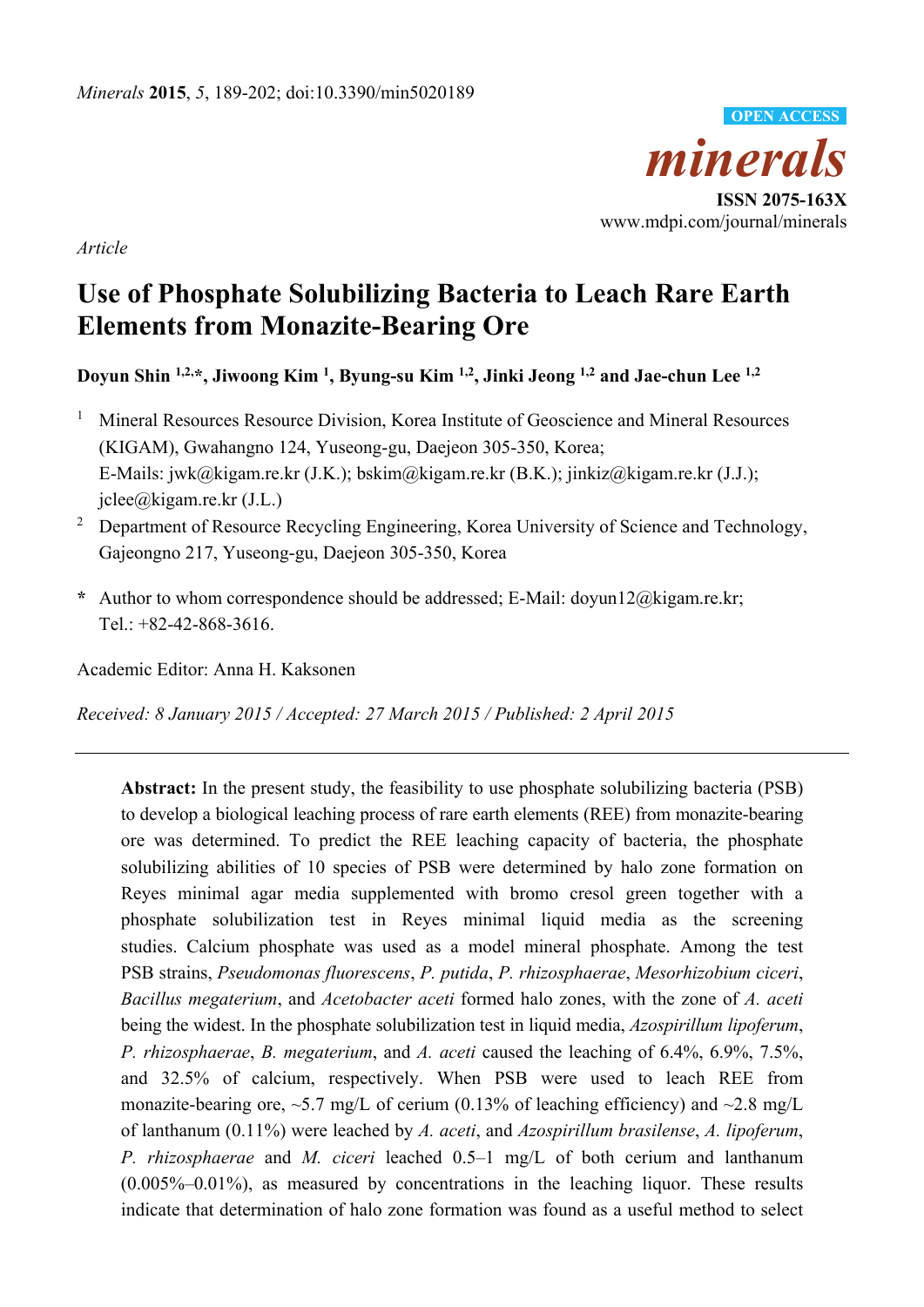*Article*

# Use of Phosphate Solubilizing Bacteria to Leach Rare Earth Elements from Monazite-Bearing Ore

**Doyun Shin [1,2,*], Jiwoong Kim [1], Byung-su Kim [1,2], Jinki Jeong [1,2] and Jae-chun Lee [1,2]**

[1] Mineral Resources Resource Division, Korea Institute of Geoscience and Mineral Resources (KIGAM), Gwahangno 124, Yuseong-gu, Daejeon 305-350, Korea; E-Mails: jwk@kigam.re.kr (J.K.); bskim@kigam.re.kr (B.K.); jinkiz@kigam.re.kr (J.J.); jclee@kigam.re.kr (J.L.)

[2] Department of Resource Recycling Engineering, Korea University of Science and Technology, Gajeongno 217, Yuseong-gu, Daejeon 305-350, Korea

**\*** Author to whom correspondence should be addressed; E-Mail: doyun12@kigam.re.kr; Tel.: +82-42-868-3616.

Academic Editor: Anna H. Kaksonen

*Received: 8 January 2015 / Accepted: 27 March 2015 / Published: 2 April 2015*

---

**Abstract:** In the present study, the feasibility to use phosphate solubilizing bacteria (PSB) to develop a biological leaching process of rare earth elements (REE) from monazite-bearing ore was determined. To predict the REE leaching capacity of bacteria, the phosphate solubilizing abilities of 10 species of PSB were determined by halo zone formation on Reyes minimal agar media supplemented with bromo cresol green together with a phosphate solubilization test in Reyes minimal liquid media as the screening studies. Calcium phosphate was used as a model mineral phosphate. Among the test PSB strains, *Pseudomonas fluorescens*, *P. putida*, *P. rhizosphaerae*, *Mesorhizobium ciceri*, *Bacillus megaterium*, and *Acetobacter aceti* formed halo zones, with the zone of *A. aceti* being the widest. In the phosphate solubilization test in liquid media, *Azospirillum lipoferum*, *P. rhizosphaerae*, *B. megaterium*, and *A. aceti* caused the leaching of 6.4%, 6.9%, 7.5%, and 32.5% of calcium, respectively. When PSB were used to leach REE from monazite-bearing ore, ~5.7 mg/L of cerium (0.13% of leaching efficiency) and ~2.8 mg/L of lanthanum (0.11%) were leached by *A. aceti*, and *Azospirillum brasilense*, *A. lipoferum*, *P. rhizosphaerae* and *M. ciceri* leached 0.5–1 mg/L of both cerium and lanthanum (0.005%–0.01%), as measured by concentrations in the leaching liquor. These results indicate that determination of halo zone formation was found as a useful method to select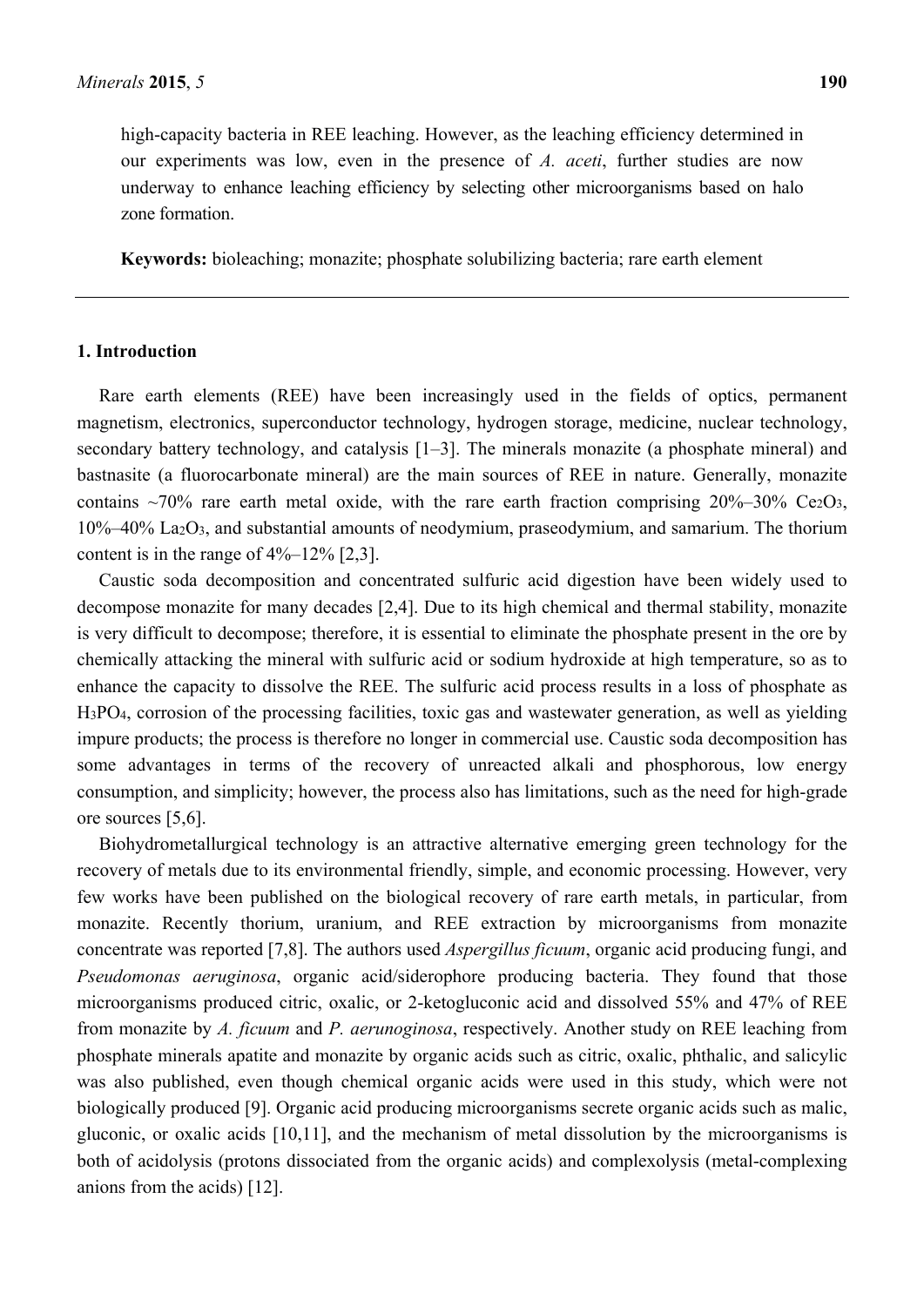high-capacity bacteria in REE leaching. However, as the leaching efficiency determined in our experiments was low, even in the presence of *A. aceti*, further studies are now underway to enhance leaching efficiency by selecting other microorganisms based on halo zone formation.

**Keywords:** bioleaching; monazite; phosphate solubilizing bacteria; rare earth element

## 1. Introduction

Rare earth elements (REE) have been increasingly used in the fields of optics, permanent magnetism, electronics, superconductor technology, hydrogen storage, medicine, nuclear technology, secondary battery technology, and catalysis [1–3]. The minerals monazite (a phosphate mineral) and bastnasite (a fluorocarbonate mineral) are the main sources of REE in nature. Generally, monazite contains ~70% rare earth metal oxide, with the rare earth fraction comprising 20%–30% $Ce_2O_3$, 10%–40% $La_2O_3$, and substantial amounts of neodymium, praseodymium, and samarium. The thorium content is in the range of 4%–12% [2,3].

Caustic soda decomposition and concentrated sulfuric acid digestion have been widely used to decompose monazite for many decades [2,4]. Due to its high chemical and thermal stability, monazite is very difficult to decompose; therefore, it is essential to eliminate the phosphate present in the ore by chemically attacking the mineral with sulfuric acid or sodium hydroxide at high temperature, so as to enhance the capacity to dissolve the REE. The sulfuric acid process results in a loss of phosphate as $H_3PO_4$, corrosion of the processing facilities, toxic gas and wastewater generation, as well as yielding impure products; the process is therefore no longer in commercial use. Caustic soda decomposition has some advantages in terms of the recovery of unreacted alkali and phosphorous, low energy consumption, and simplicity; however, the process also has limitations, such as the need for high-grade ore sources [5,6].

Biohydrometallurgical technology is an attractive alternative emerging green technology for the recovery of metals due to its environmental friendly, simple, and economic processing. However, very few works have been published on the biological recovery of rare earth metals, in particular, from monazite. Recently thorium, uranium, and REE extraction by microorganisms from monazite concentrate was reported [7,8]. The authors used *Aspergillus ficuum*, organic acid producing fungi, and *Pseudomonas aeruginosa*, organic acid/siderophore producing bacteria. They found that those microorganisms produced citric, oxalic, or 2-ketogluconic acid and dissolved 55% and 47% of REE from monazite by *A. ficuum* and *P. aerunoginosa*, respectively. Another study on REE leaching from phosphate minerals apatite and monazite by organic acids such as citric, oxalic, phthalic, and salicylic was also published, even though chemical organic acids were used in this study, which were not biologically produced [9]. Organic acid producing microorganisms secrete organic acids such as malic, gluconic, or oxalic acids [10,11], and the mechanism of metal dissolution by the microorganisms is both of acidolysis (protons dissociated from the organic acids) and complexolysis (metal-complexing anions from the acids) [12].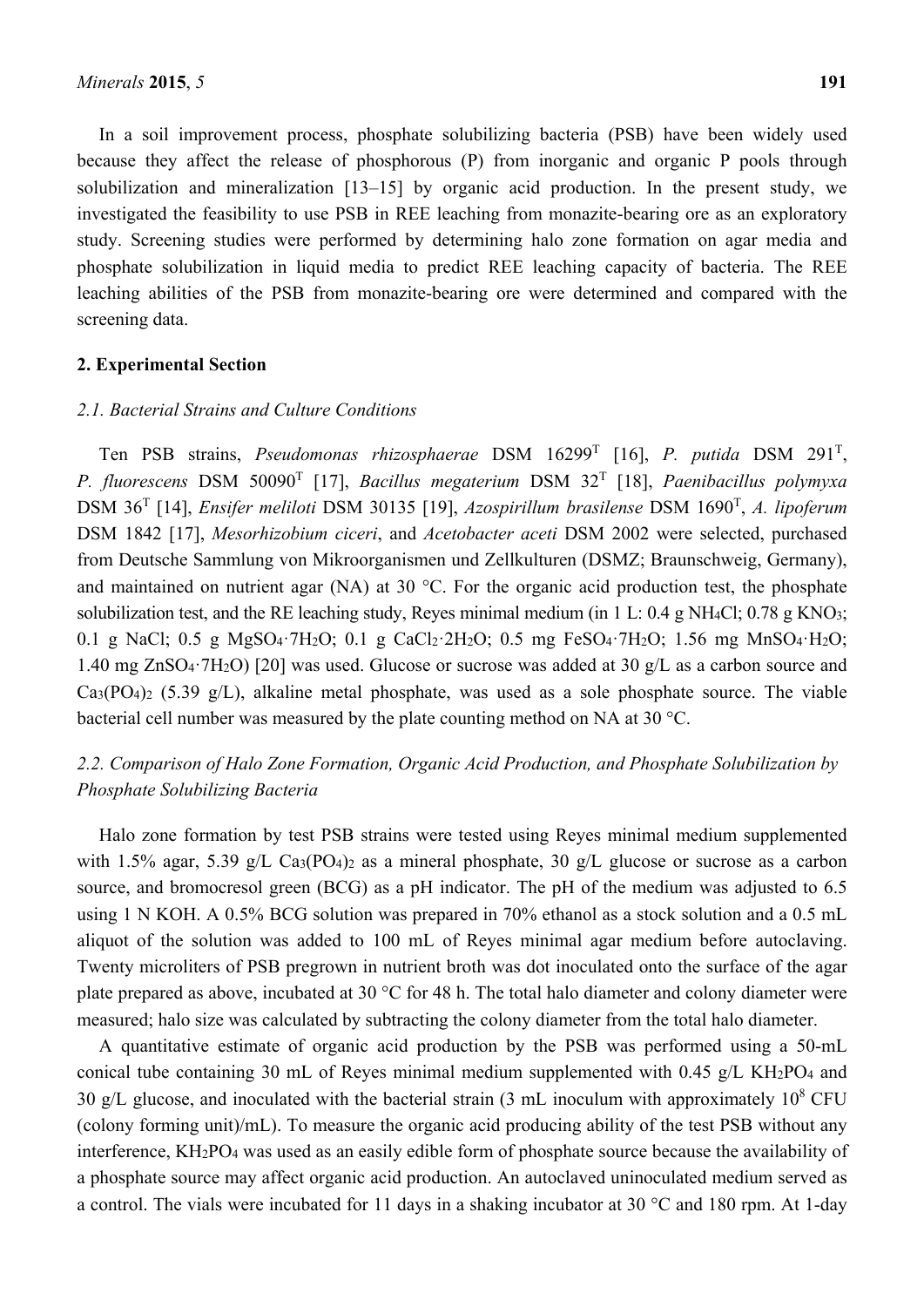In a soil improvement process, phosphate solubilizing bacteria (PSB) have been widely used because they affect the release of phosphorous (P) from inorganic and organic P pools through solubilization and mineralization [13–15] by organic acid production. In the present study, we investigated the feasibility to use PSB in REE leaching from monazite-bearing ore as an exploratory study. Screening studies were performed by determining halo zone formation on agar media and phosphate solubilization in liquid media to predict REE leaching capacity of bacteria. The REE leaching abilities of the PSB from monazite-bearing ore were determined and compared with the screening data.

## 2. Experimental Section

### 2.1. Bacterial Strains and Culture Conditions

Ten PSB strains, *Pseudomonas rhizosphaerae* DSM 16299[T] [16], *P. putida* DSM 291[T], *P. fluorescens* DSM 50090[T] [17], *Bacillus megaterium* DSM 32[T] [18], *Paenibacillus polymyxa* DSM 36[T] [14], *Ensifer meliloti* DSM 30135 [19], *Azospirillum brasilense* DSM 1690[T], *A. lipoferum* DSM 1842 [17], *Mesorhizobium ciceri*, and *Acetobacter aceti* DSM 2002 were selected, purchased from Deutsche Sammlung von Mikroorganismen und Zellkulturen (DSMZ; Braunschweig, Germany), and maintained on nutrient agar (NA) at 30 °C. For the organic acid production test, the phosphate solubilization test, and the RE leaching study, Reyes minimal medium (in 1 L: 0.4 g $NH_4Cl$; 0.78 g $KNO_3$; 0.1 g NaCl; 0.5 g $MgSO_4 \cdot 7H_2O$; 0.1 g $CaCl_2 \cdot 2H_2O$; 0.5 mg $FeSO_4 \cdot 7H_2O$; 1.56 mg $MnSO_4 \cdot H_2O$; 1.40 mg $ZnSO_4 \cdot 7H_2O$) [20] was used. Glucose or sucrose was added at 30 g/L as a carbon source and $Ca_3(PO_4)_2$ (5.39 g/L), alkaline metal phosphate, was used as a sole phosphate source. The viable bacterial cell number was measured by the plate counting method on NA at 30 °C.

### 2.2. Comparison of Halo Zone Formation, Organic Acid Production, and Phosphate Solubilization by Phosphate Solubilizing Bacteria

Halo zone formation by test PSB strains were tested using Reyes minimal medium supplemented with 1.5% agar, 5.39 g/L $Ca_3(PO_4)_2$ as a mineral phosphate, 30 g/L glucose or sucrose as a carbon source, and bromocresol green (BCG) as a pH indicator. The pH of the medium was adjusted to 6.5 using 1 N KOH. A 0.5% BCG solution was prepared in 70% ethanol as a stock solution and a 0.5 mL aliquot of the solution was added to 100 mL of Reyes minimal agar medium before autoclaving. Twenty microliters of PSB pregrown in nutrient broth was dot inoculated onto the surface of the agar plate prepared as above, incubated at 30 °C for 48 h. The total halo diameter and colony diameter were measured; halo size was calculated by subtracting the colony diameter from the total halo diameter.

A quantitative estimate of organic acid production by the PSB was performed using a 50-mL conical tube containing 30 mL of Reyes minimal medium supplemented with 0.45 g/L $KH_2PO_4$ and 30 g/L glucose, and inoculated with the bacterial strain (3 mL inoculum with approximately $10^8$ CFU (colony forming unit)/mL). To measure the organic acid producing ability of the test PSB without any interference, $KH_2PO_4$ was used as an easily edible form of phosphate source because the availability of a phosphate source may affect organic acid production. An autoclaved uninoculated medium served as a control. The vials were incubated for 11 days in a shaking incubator at 30 °C and 180 rpm. At 1-day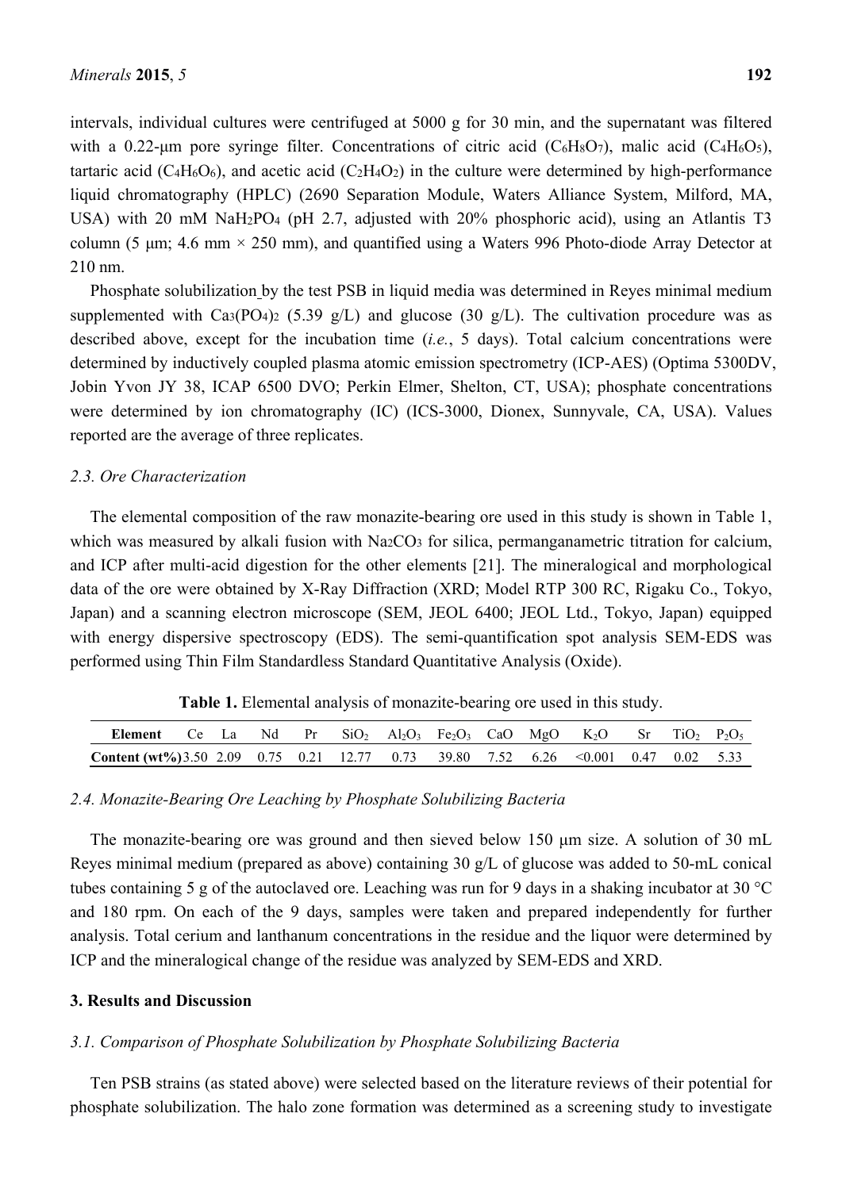intervals, individual cultures were centrifuged at 5000 g for 30 min, and the supernatant was filtered with a 0.22-μm pore syringe filter. Concentrations of citric acid ($C_6H_8O_7$), malic acid ($C_4H_6O_5$), tartaric acid ($C_4H_6O_6$), and acetic acid ($C_2H_4O_2$) in the culture were determined by high-performance liquid chromatography (HPLC) (2690 Separation Module, Waters Alliance System, Milford, MA, USA) with 20 mM $NaH_2PO_4$ (pH 2.7, adjusted with 20% phosphoric acid), using an Atlantis T3 column (5 μm; 4.6 mm × 250 mm), and quantified using a Waters 996 Photo-diode Array Detector at 210 nm.

Phosphate solubilization by the test PSB in liquid media was determined in Reyes minimal medium supplemented with $Ca_3(PO_4)_2$ (5.39 g/L) and glucose (30 g/L). The cultivation procedure was as described above, except for the incubation time (*i.e.*, 5 days). Total calcium concentrations were determined by inductively coupled plasma atomic emission spectrometry (ICP-AES) (Optima 5300DV, Jobin Yvon JY 38, ICAP 6500 DVO; Perkin Elmer, Shelton, CT, USA); phosphate concentrations were determined by ion chromatography (IC) (ICS-3000, Dionex, Sunnyvale, CA, USA). Values reported are the average of three replicates.

### *2.3. Ore Characterization*

The elemental composition of the raw monazite-bearing ore used in this study is shown in Table 1, which was measured by alkali fusion with $Na_2CO_3$ for silica, permanganametric titration for calcium, and ICP after multi-acid digestion for the other elements [21]. The mineralogical and morphological data of the ore were obtained by X-Ray Diffraction (XRD; Model RTP 300 RC, Rigaku Co., Tokyo, Japan) and a scanning electron microscope (SEM, JEOL 6400; JEOL Ltd., Tokyo, Japan) equipped with energy dispersive spectroscopy (EDS). The semi-quantification spot analysis SEM-EDS was performed using Thin Film Standardless Standard Quantitative Analysis (Oxide).

**Table 1.** Elemental analysis of monazite-bearing ore used in this study.

| **Element** | Ce | La | Nd | Pr | $SiO_2$ | $Al_2O_3$ | $Fe_2O_3$ | CaO | MgO | $K_2O$ | Sr | $TiO_2$ | $P_2O_5$ |
|---|---|---|---|---|---|---|---|---|---|---|---|---|---|
| **Content (wt%)** | 3.50 | 2.09 | 0.75 | 0.21 | 12.77 | 0.73 | 39.80 | 7.52 | 6.26 | <0.001 | 0.47 | 0.02 | 5.33 |

### *2.4. Monazite-Bearing Ore Leaching by Phosphate Solubilizing Bacteria*

The monazite-bearing ore was ground and then sieved below 150 μm size. A solution of 30 mL Reyes minimal medium (prepared as above) containing 30 g/L of glucose was added to 50-mL conical tubes containing 5 g of the autoclaved ore. Leaching was run for 9 days in a shaking incubator at 30 °C and 180 rpm. On each of the 9 days, samples were taken and prepared independently for further analysis. Total cerium and lanthanum concentrations in the residue and the liquor were determined by ICP and the mineralogical change of the residue was analyzed by SEM-EDS and XRD.

## 3. Results and Discussion

### *3.1. Comparison of Phosphate Solubilization by Phosphate Solubilizing Bacteria*

Ten PSB strains (as stated above) were selected based on the literature reviews of their potential for phosphate solubilization. The halo zone formation was determined as a screening study to investigate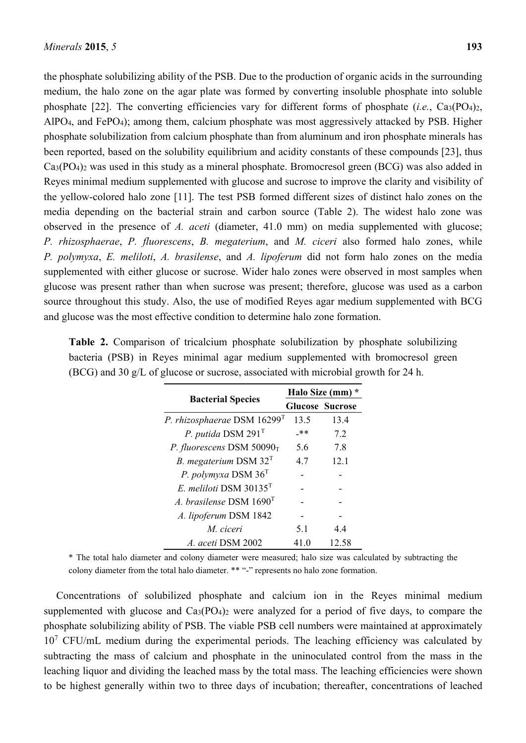the phosphate solubilizing ability of the PSB. Due to the production of organic acids in the surrounding medium, the halo zone on the agar plate was formed by converting insoluble phosphate into soluble phosphate [22]. The converting efficiencies vary for different forms of phosphate (*i.e.*, $Ca_3(PO_4)_2$, $AlPO_4$, and $FePO_4$); among them, calcium phosphate was most aggressively attacked by PSB. Higher phosphate solubilization from calcium phosphate than from aluminum and iron phosphate minerals has been reported, based on the solubility equilibrium and acidity constants of these compounds [23], thus $Ca_3(PO_4)_2$ was used in this study as a mineral phosphate. Bromocresol green (BCG) was also added in Reyes minimal medium supplemented with glucose and sucrose to improve the clarity and visibility of the yellow-colored halo zone [11]. The test PSB formed different sizes of distinct halo zones on the media depending on the bacterial strain and carbon source (Table 2). The widest halo zone was observed in the presence of *A. aceti* (diameter, 41.0 mm) on media supplemented with glucose; *P. rhizosphaerae*, *P. fluorescens*, *B. megaterium*, and *M. ciceri* also formed halo zones, while *P. polymyxa*, *E. meliloti*, *A. brasilense*, and *A. lipoferum* did not form halo zones on the media supplemented with either glucose or sucrose. Wider halo zones were observed in most samples when glucose was present rather than when sucrose was present; therefore, glucose was used as a carbon source throughout this study. Also, the use of modified Reyes agar medium supplemented with BCG and glucose was the most effective condition to determine halo zone formation.

**Table 2.** Comparison of tricalcium phosphate solubilization by phosphate solubilizing bacteria (PSB) in Reyes minimal agar medium supplemented with bromocresol green (BCG) and 30 g/L of glucose or sucrose, associated with microbial growth for 24 h.

| Bacterial Species | Halo Size (mm) * | |
|---|---|---|
| | Glucose | Sucrose |
| *P. rhizosphaerae* DSM 16299$^T$ | 13.5 | 13.4 |
| *P. putida* DSM 291$^T$ | -** | 7.2 |
| *P. fluorescens* DSM 50090$_T$ | 5.6 | 7.8 |
| *B. megaterium* DSM 32$^T$ | 4.7 | 12.1 |
| *P. polymyxa* DSM 36$^T$ | - | - |
| *E. meliloti* DSM 30135$^T$ | - | - |
| *A. brasilense* DSM 1690$^T$ | - | - |
| *A. lipoferum* DSM 1842 | - | - |
| *M. ciceri* | 5.1 | 4.4 |
| *A. aceti* DSM 2002 | 41.0 | 12.58 |

\* The total halo diameter and colony diameter were measured; halo size was calculated by subtracting the colony diameter from the total halo diameter. ** "-" represents no halo zone formation.

Concentrations of solubilized phosphate and calcium ion in the Reyes minimal medium supplemented with glucose and $Ca_3(PO_4)_2$ were analyzed for a period of five days, to compare the phosphate solubilizing ability of PSB. The viable PSB cell numbers were maintained at approximately $10^7$ CFU/mL medium during the experimental periods. The leaching efficiency was calculated by subtracting the mass of calcium and phosphate in the uninoculated control from the mass in the leaching liquor and dividing the leached mass by the total mass. The leaching efficiencies were shown to be highest generally within two to three days of incubation; thereafter, concentrations of leached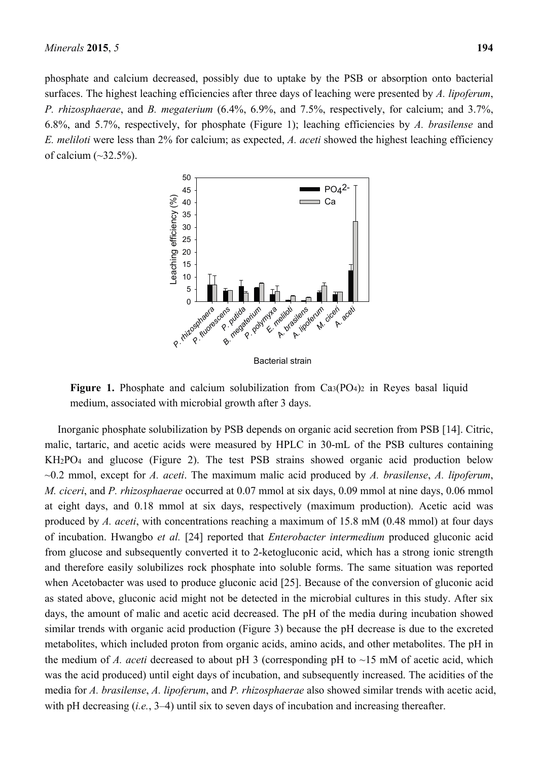phosphate and calcium decreased, possibly due to uptake by the PSB or absorption onto bacterial surfaces. The highest leaching efficiencies after three days of leaching were presented by *A. lipoferum*, *P. rhizosphaerae*, and *B. megaterium* (6.4%, 6.9%, and 7.5%, respectively, for calcium; and 3.7%, 6.8%, and 5.7%, respectively, for phosphate (Figure 1); leaching efficiencies by *A. brasilense* and *E. meliloti* were less than 2% for calcium; as expected, *A. aceti* showed the highest leaching efficiency of calcium (~32.5%).

**Figure 1.** Phosphate and calcium solubilization from $Ca_3(PO_4)_2$ in Reyes basal liquid medium, associated with microbial growth after 3 days.

Inorganic phosphate solubilization by PSB depends on organic acid secretion from PSB [14]. Citric, malic, tartaric, and acetic acids were measured by HPLC in 30-mL of the PSB cultures containing $KH_2PO_4$ and glucose (Figure 2). The test PSB strains showed organic acid production below ~0.2 mmol, except for *A. aceti*. The maximum malic acid produced by *A. brasilense*, *A. lipoferum*, *M. ciceri*, and *P. rhizosphaerae* occurred at 0.07 mmol at six days, 0.09 mmol at nine days, 0.06 mmol at eight days, and 0.18 mmol at six days, respectively (maximum production). Acetic acid was produced by *A. aceti*, with concentrations reaching a maximum of 15.8 mM (0.48 mmol) at four days of incubation. Hwangbo *et al.* [24] reported that *Enterobacter intermedium* produced gluconic acid from glucose and subsequently converted it to 2-ketogluconic acid, which has a strong ionic strength and therefore easily solubilizes rock phosphate into soluble forms. The same situation was reported when Acetobacter was used to produce gluconic acid [25]. Because of the conversion of gluconic acid as stated above, gluconic acid might not be detected in the microbial cultures in this study. After six days, the amount of malic and acetic acid decreased. The pH of the media during incubation showed similar trends with organic acid production (Figure 3) because the pH decrease is due to the excreted metabolites, which included proton from organic acids, amino acids, and other metabolites. The pH in the medium of *A. aceti* decreased to about pH 3 (corresponding pH to ~15 mM of acetic acid, which was the acid produced) until eight days of incubation, and subsequently increased. The acidities of the media for *A. brasilense*, *A. lipoferum*, and *P. rhizosphaerae* also showed similar trends with acetic acid, with pH decreasing (*i.e.*, 3–4) until six to seven days of incubation and increasing thereafter.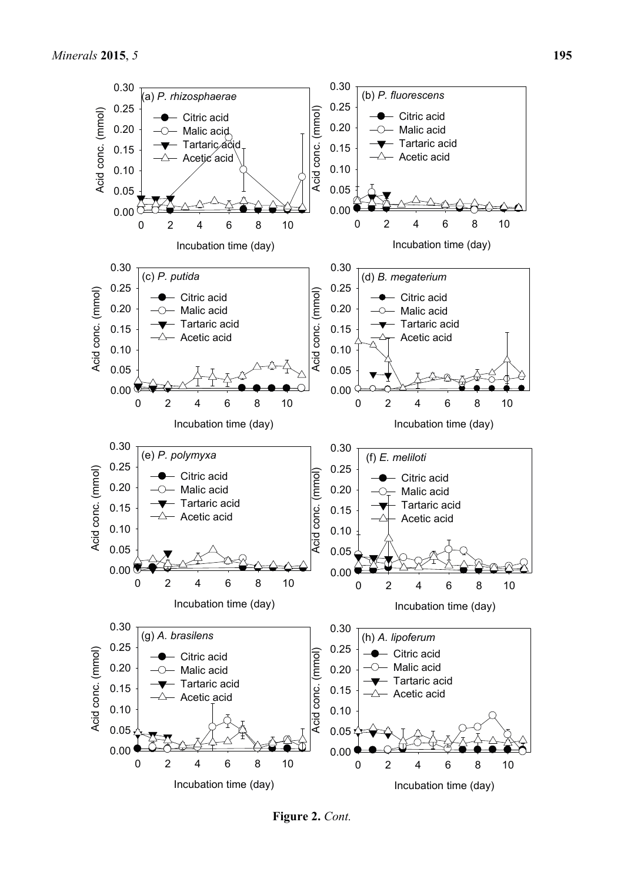(a) *P. rhizosphaerae*

Acid conc. (mmol)

0.30
0.25
0.20
0.15
0.10
0.05
0.00

Citric acid
Malic acid
Tartaric acid
Acetic acid

0 2 4 6 8 10

Incubation time (day)

(b) *P. fluorescens*

Acid conc. (mmol)

0.30
0.25
0.20
0.15
0.10
0.05
0.00

Citric acid
Malic acid
Tartaric acid
Acetic acid

0 2 4 6 8 10

Incubation time (day)

(c) *P. putida*

Acid conc. (mmol)

0.30
0.25
0.20
0.15
0.10
0.05
0.00

Citric acid
Malic acid
Tartaric acid
Acetic acid

0 2 4 6 8 10

Incubation time (day)

(d) *B. megaterium*

Acid conc. (mmol)

0.30
0.25
0.20
0.15
0.10
0.05
0.00

Citric acid
Malic acid
Tartaric acid
Acetic acid

0 2 4 6 8 10

Incubation time (day)

(e) *P. polymyxa*

Acid conc. (mmol)

0.30
0.25
0.20
0.15
0.10
0.05
0.00

Citric acid
Malic acid
Tartaric acid
Acetic acid

0 2 4 6 8 10

Incubation time (day)

(f) *E. meliloti*

Acid conc. (mmol)

0.30
0.25
0.20
0.15
0.10
0.05
0.00

Citric acid
Malic acid
Tartaric acid
Acetic acid

0 2 4 6 8 10

Incubation time (day)

(g) *A. brasilens*

Acid conc. (mmol)

0.30
0.25
0.20
0.15
0.10
0.05
0.00

Citric acid
Malic acid
Tartaric acid
Acetic acid

0 2 4 6 8 10

Incubation time (day)

(h) *A. lipoferum*

Acid conc. (mmol)

0.30
0.25
0.20
0.15
0.10
0.05
0.00

Citric acid
Malic acid
Tartaric acid
Acetic acid

0 2 4 6 8 10

Incubation time (day)

**Figure 2.** *Cont.*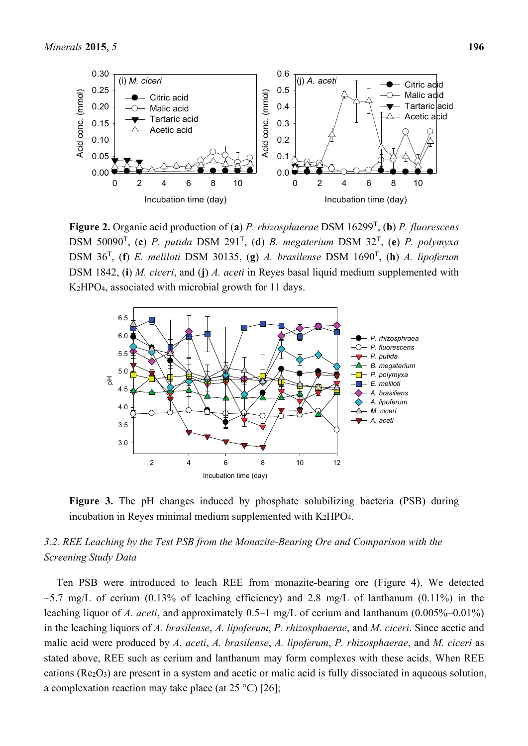(i) *M. ciceri*

0.30
0.25
0.20
0.15
0.10
0.05
0.00

Acid conc. (mmol)

Citric acid
Malic acid
Tartaric acid
Acetic acid

0 2 4 6 8 10

Incubation time (day)

(j) *A. aceti*

0.6
0.5
0.4
0.3
0.2
0.1
0.0

Acid conc. (mmol)

Citric acid
Malic acid
Tartaric acid
Acetic acid

0 2 4 6 8 10

Incubation time (day)

**Figure 2.** Organic acid production of (**a**) *P. rhizosphaerae* DSM 16299[T], (**b**) *P. fluorescens* DSM 50090[T], (**c**) *P. putida* DSM 291[T], (**d**) *B. megaterium* DSM 32[T], (**e**) *P. polymyxa* DSM 36[T], (**f**) *E. meliloti* DSM 30135, (**g**) *A. brasilense* DSM 1690[T], (**h**) *A. lipoferum* DSM 1842, (**i**) *M. ciceri*, and (**j**) *A. aceti* in Reyes basal liquid medium supplemented with $K_2HPO_4$, associated with microbial growth for 11 days.

6.5
6.0
5.5
5.0
4.5
4.0
3.5
3.0

pH

2 4 6 8 10 12

Incubation time (day)

*P. rhizosphraea*
*P. fluorescens*
*P. putida*
*B. megaterium*
*P. polymyxa*
*E. meliloti*
*A. brasiliens*
*A. lipoferum*
*M. ciceri*
*A. aceti*

**Figure 3.** The pH changes induced by phosphate solubilizing bacteria (PSB) during incubation in Reyes minimal medium supplemented with $K_2HPO_4$.

### *3.2. REE Leaching by the Test PSB from the Monazite-Bearing Ore and Comparison with the Screening Study Data*

Ten PSB were introduced to leach REE from monazite-bearing ore (Figure 4). We detected ~5.7 mg/L of cerium (0.13% of leaching efficiency) and 2.8 mg/L of lanthanum (0.11%) in the leaching liquor of *A. aceti*, and approximately 0.5–1 mg/L of cerium and lanthanum (0.005%–0.01%) in the leaching liquors of *A. brasilense*, *A. lipoferum*, *P. rhizosphaerae*, and *M. ciceri*. Since acetic and malic acid were produced by *A. aceti*, *A. brasilense*, *A. lipoferum*, *P. rhizosphaerae*, and *M. ciceri* as stated above, REE such as cerium and lanthanum may form complexes with these acids. When REE cations ($Re_2O_3$) are present in a system and acetic or malic acid is fully dissociated in aqueous solution, a complexation reaction may take place (at 25 °C) [26];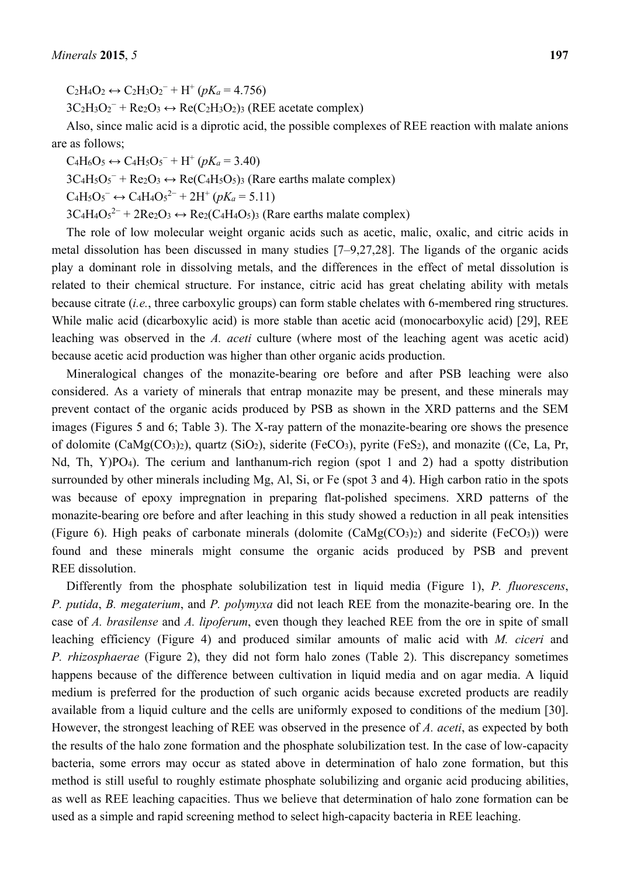$C_2H_4O_2 \leftrightarrow C_2H_3O_2^- + H^+$ ($pK_a = 4.756$)

$3C_2H_3O_2^- + Re_2O_3 \leftrightarrow Re(C_2H_3O_2)_3$ (REE acetate complex)

Also, since malic acid is a diprotic acid, the possible complexes of REE reaction with malate anions are as follows;

$C_4H_6O_5 \leftrightarrow C_4H_5O_5^- + H^+$ ($pK_a = 3.40$)

$3C_4H_5O_5^- + Re_2O_3 \leftrightarrow Re(C_4H_5O_5)_3$ (Rare earths malate complex)

$C_4H_5O_5^- \leftrightarrow C_4H_4O_5^{2-} + 2H^+$ ($pK_a = 5.11$)

$3C_4H_4O_5^{2-} + 2Re_2O_3 \leftrightarrow Re_2(C_4H_4O_5)_3$ (Rare earths malate complex)

The role of low molecular weight organic acids such as acetic, malic, oxalic, and citric acids in metal dissolution has been discussed in many studies [7–9,27,28]. The ligands of the organic acids play a dominant role in dissolving metals, and the differences in the effect of metal dissolution is related to their chemical structure. For instance, citric acid has great chelating ability with metals because citrate (*i.e.*, three carboxylic groups) can form stable chelates with 6-membered ring structures. While malic acid (dicarboxylic acid) is more stable than acetic acid (monocarboxylic acid) [29], REE leaching was observed in the *A. aceti* culture (where most of the leaching agent was acetic acid) because acetic acid production was higher than other organic acids production.

Mineralogical changes of the monazite-bearing ore before and after PSB leaching were also considered. As a variety of minerals that entrap monazite may be present, and these minerals may prevent contact of the organic acids produced by PSB as shown in the XRD patterns and the SEM images (Figures 5 and 6; Table 3). The X-ray pattern of the monazite-bearing ore shows the presence of dolomite ($CaMg(CO_3)_2$), quartz ($SiO_2$), siderite ($FeCO_3$), pyrite ($FeS_2$), and monazite ((Ce, La, Pr, Nd, Th, Y)$PO_4$). The cerium and lanthanum-rich region (spot 1 and 2) had a spotty distribution surrounded by other minerals including Mg, Al, Si, or Fe (spot 3 and 4). High carbon ratio in the spots was because of epoxy impregnation in preparing flat-polished specimens. XRD patterns of the monazite-bearing ore before and after leaching in this study showed a reduction in all peak intensities (Figure 6). High peaks of carbonate minerals (dolomite ($CaMg(CO_3)_2$) and siderite ($FeCO_3$)) were found and these minerals might consume the organic acids produced by PSB and prevent REE dissolution.

Differently from the phosphate solubilization test in liquid media (Figure 1), *P. fluorescens*, *P. putida*, *B. megaterium*, and *P. polymyxa* did not leach REE from the monazite-bearing ore. In the case of *A. brasilense* and *A. lipoferum*, even though they leached REE from the ore in spite of small leaching efficiency (Figure 4) and produced similar amounts of malic acid with *M. ciceri* and *P. rhizosphaerae* (Figure 2), they did not form halo zones (Table 2). This discrepancy sometimes happens because of the difference between cultivation in liquid media and on agar media. A liquid medium is preferred for the production of such organic acids because excreted products are readily available from a liquid culture and the cells are uniformly exposed to conditions of the medium [30]. However, the strongest leaching of REE was observed in the presence of *A. aceti*, as expected by both the results of the halo zone formation and the phosphate solubilization test. In the case of low-capacity bacteria, some errors may occur as stated above in determination of halo zone formation, but this method is still useful to roughly estimate phosphate solubilizing and organic acid producing abilities, as well as REE leaching capacities. Thus we believe that determination of halo zone formation can be used as a simple and rapid screening method to select high-capacity bacteria in REE leaching.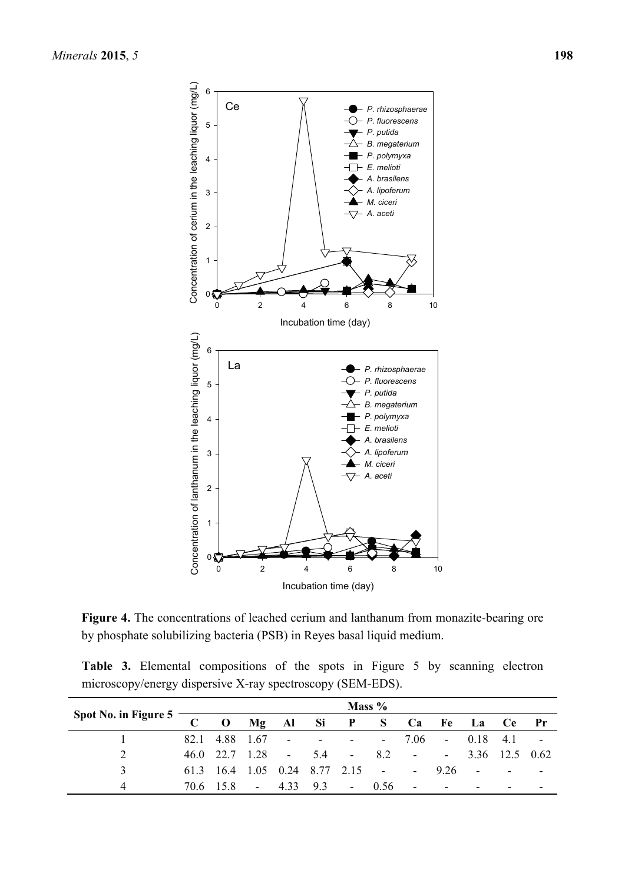Ce

Concentration of cerium in the leaching liquor (mg/L)

0 1 2 3 4 5 6

Incubation time (day)

0 2 4 6 8 10

*P. rhizosphaerae*
*P. fluorescens*
*P. putida*
*B. megaterium*
*P. polymyxa*
*E. melioti*
*A. brasilens*
*A. lipoferum*
*M. ciceri*
*A. aceti*

La

Concentration of lanthanum in the leaching liquor (mg/L)

0 1 2 3 4 5 6

Incubation time (day)

0 2 4 6 8 10

*P. rhizosphaerae*
*P. fluorescens*
*P. putida*
*B. megaterium*
*P. polymyxa*
*E. melioti*
*A. brasilens*
*A. lipoferum*
*M. ciceri*
*A. aceti*

**Figure 4.** The concentrations of leached cerium and lanthanum from monazite-bearing ore by phosphate solubilizing bacteria (PSB) in Reyes basal liquid medium.

**Table 3.** Elemental compositions of the spots in Figure 5 by scanning electron microscopy/energy dispersive X-ray spectroscopy (SEM-EDS).

| Spot No. in Figure 5 | Mass % | | | | | | | | | | | |
|---|---|---|---|---|---|---|---|---|---|---|---|---|
| | **C** | **O** | **Mg** | **Al** | **Si** | **P** | **S** | **Ca** | **Fe** | **La** | **Ce** | **Pr** |
| 1 | 82.1 | 4.88 | 1.67 | - | - | - | - | 7.06 | - | 0.18 | 4.1 | - |
| 2 | 46.0 | 22.7 | 1.28 | - | 5.4 | - | 8.2 | - | - | 3.36 | 12.5 | 0.62 |
| 3 | 61.3 | 16.4 | 1.05 | 0.24 | 8.77 | 2.15 | - | - | 9.26 | - | - | - |
| 4 | 70.6 | 15.8 | - | 4.33 | 9.3 | - | 0.56 | - | - | - | - | - |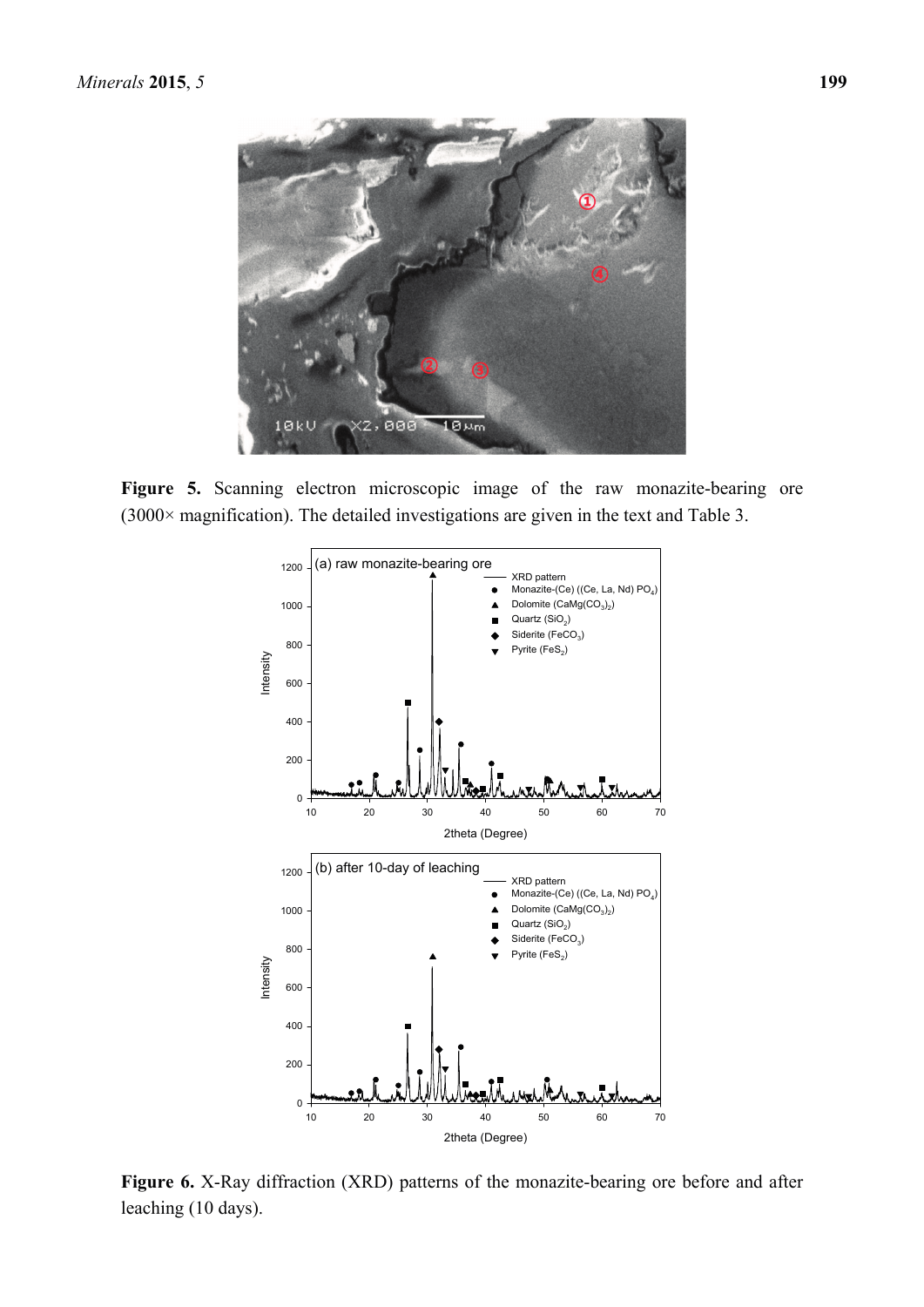Figure 5. Scanning electron microscopic image of the raw monazite-bearing ore (3000× magnification). The detailed investigations are given in the text and Table 3.

(a) raw monazite-bearing ore

XRD pattern

Monazite-(Ce) ((Ce, La, Nd) $PO_4$)

Dolomite ($CaMg(CO_3)_2$)

Quartz ($SiO_2$)

Siderite ($FeCO_3$)

Pyrite ($FeS_2$)

Intensity

2theta (Degree)

(b) after 10-day of leaching

XRD pattern

Monazite-(Ce) ((Ce, La, Nd) $PO_4$)

Dolomite ($CaMg(CO_3)_2$)

Quartz ($SiO_2$)

Siderite ($FeCO_3$)

Pyrite ($FeS_2$)

Intensity

2theta (Degree)

Figure 6. X-Ray diffraction (XRD) patterns of the monazite-bearing ore before and after leaching (10 days).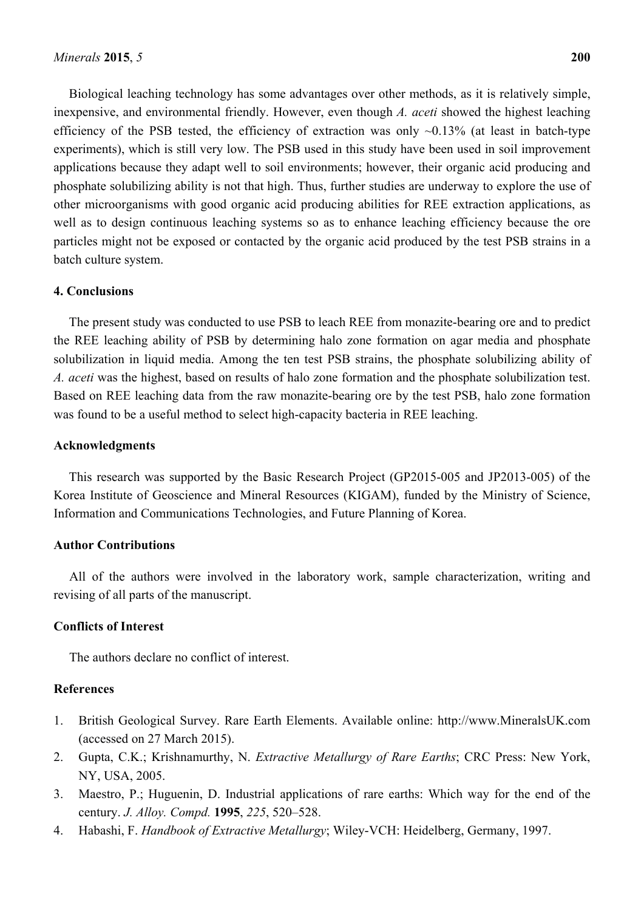Biological leaching technology has some advantages over other methods, as it is relatively simple, inexpensive, and environmental friendly. However, even though *A. aceti* showed the highest leaching efficiency of the PSB tested, the efficiency of extraction was only ~0.13% (at least in batch-type experiments), which is still very low. The PSB used in this study have been used in soil improvement applications because they adapt well to soil environments; however, their organic acid producing and phosphate solubilizing ability is not that high. Thus, further studies are underway to explore the use of other microorganisms with good organic acid producing abilities for REE extraction applications, as well as to design continuous leaching systems so as to enhance leaching efficiency because the ore particles might not be exposed or contacted by the organic acid produced by the test PSB strains in a batch culture system.

## 4. Conclusions

The present study was conducted to use PSB to leach REE from monazite-bearing ore and to predict the REE leaching ability of PSB by determining halo zone formation on agar media and phosphate solubilization in liquid media. Among the ten test PSB strains, the phosphate solubilizing ability of *A. aceti* was the highest, based on results of halo zone formation and the phosphate solubilization test. Based on REE leaching data from the raw monazite-bearing ore by the test PSB, halo zone formation was found to be a useful method to select high-capacity bacteria in REE leaching.

## Acknowledgments

This research was supported by the Basic Research Project (GP2015-005 and JP2013-005) of the Korea Institute of Geoscience and Mineral Resources (KIGAM), funded by the Ministry of Science, Information and Communications Technologies, and Future Planning of Korea.

## Author Contributions

All of the authors were involved in the laboratory work, sample characterization, writing and revising of all parts of the manuscript.

## Conflicts of Interest

The authors declare no conflict of interest.

## References

1. British Geological Survey. Rare Earth Elements. Available online: http://www.MineralsUK.com (accessed on 27 March 2015).
2. Gupta, C.K.; Krishnamurthy, N. *Extractive Metallurgy of Rare Earths*; CRC Press: New York, NY, USA, 2005.
3. Maestro, P.; Huguenin, D. Industrial applications of rare earths: Which way for the end of the century. *J. Alloy. Compd.* **1995**, *225*, 520–528.
4. Habashi, F. *Handbook of Extractive Metallurgy*; Wiley-VCH: Heidelberg, Germany, 1997.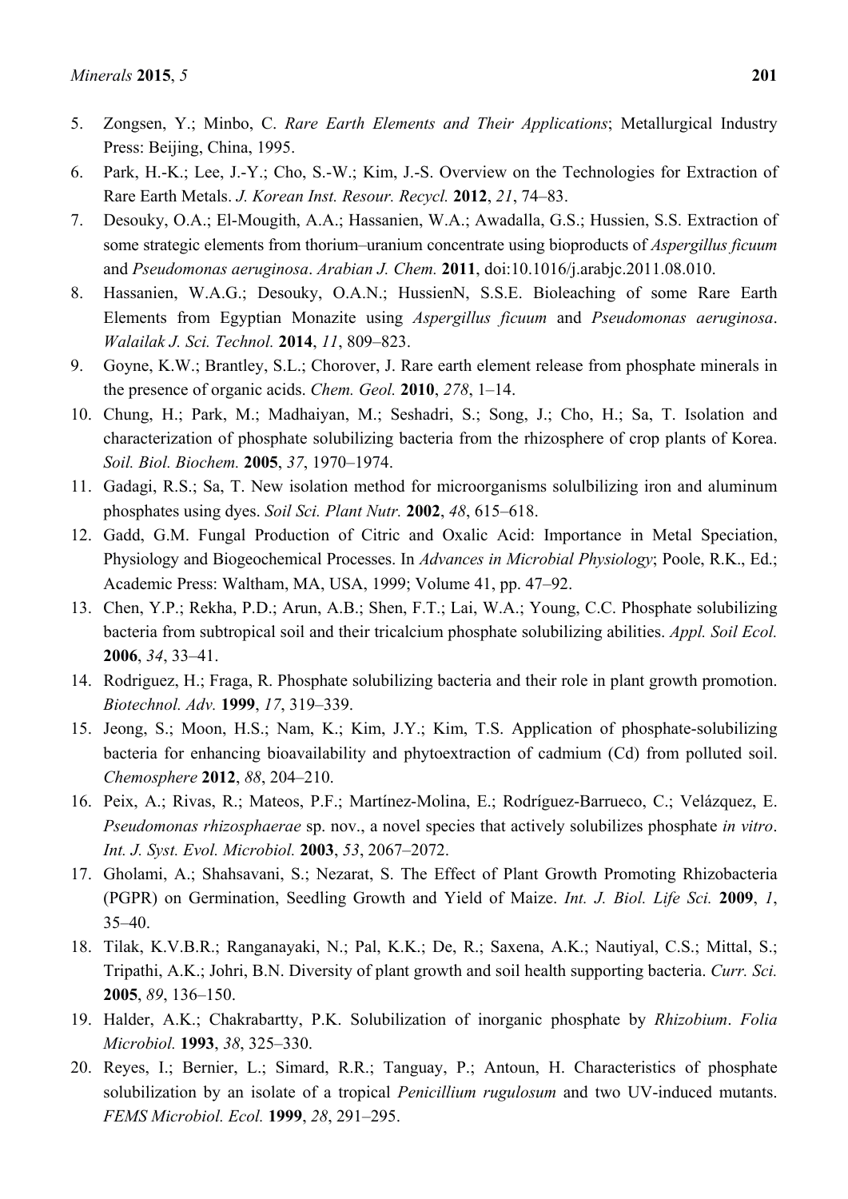5. Zongsen, Y.; Minbo, C. *Rare Earth Elements and Their Applications*; Metallurgical Industry Press: Beijing, China, 1995.
6. Park, H.-K.; Lee, J.-Y.; Cho, S.-W.; Kim, J.-S. Overview on the Technologies for Extraction of Rare Earth Metals. *J. Korean Inst. Resour. Recycl.* **2012**, *21*, 74–83.
7. Desouky, O.A.; El-Mougith, A.A.; Hassanien, W.A.; Awadalla, G.S.; Hussien, S.S. Extraction of some strategic elements from thorium–uranium concentrate using bioproducts of *Aspergillus ficuum* and *Pseudomonas aeruginosa*. *Arabian J. Chem.* **2011**, doi:10.1016/j.arabjc.2011.08.010.
8. Hassanien, W.A.G.; Desouky, O.A.N.; HussienN, S.S.E. Bioleaching of some Rare Earth Elements from Egyptian Monazite using *Aspergillus ficuum* and *Pseudomonas aeruginosa*. *Walailak J. Sci. Technol.* **2014**, *11*, 809–823.
9. Goyne, K.W.; Brantley, S.L.; Chorover, J. Rare earth element release from phosphate minerals in the presence of organic acids. *Chem. Geol.* **2010**, *278*, 1–14.
10. Chung, H.; Park, M.; Madhaiyan, M.; Seshadri, S.; Song, J.; Cho, H.; Sa, T. Isolation and characterization of phosphate solubilizing bacteria from the rhizosphere of crop plants of Korea. *Soil. Biol. Biochem.* **2005**, *37*, 1970–1974.
11. Gadagi, R.S.; Sa, T. New isolation method for microorganisms solulbilizing iron and aluminum phosphates using dyes. *Soil Sci. Plant Nutr.* **2002**, *48*, 615–618.
12. Gadd, G.M. Fungal Production of Citric and Oxalic Acid: Importance in Metal Speciation, Physiology and Biogeochemical Processes. In *Advances in Microbial Physiology*; Poole, R.K., Ed.; Academic Press: Waltham, MA, USA, 1999; Volume 41, pp. 47–92.
13. Chen, Y.P.; Rekha, P.D.; Arun, A.B.; Shen, F.T.; Lai, W.A.; Young, C.C. Phosphate solubilizing bacteria from subtropical soil and their tricalcium phosphate solubilizing abilities. *Appl. Soil Ecol.* **2006**, *34*, 33–41.
14. Rodriguez, H.; Fraga, R. Phosphate solubilizing bacteria and their role in plant growth promotion. *Biotechnol. Adv.* **1999**, *17*, 319–339.
15. Jeong, S.; Moon, H.S.; Nam, K.; Kim, J.Y.; Kim, T.S. Application of phosphate-solubilizing bacteria for enhancing bioavailability and phytoextraction of cadmium (Cd) from polluted soil. *Chemosphere* **2012**, *88*, 204–210.
16. Peix, A.; Rivas, R.; Mateos, P.F.; Martínez-Molina, E.; Rodríguez-Barrueco, C.; Velázquez, E. *Pseudomonas rhizosphaerae* sp. nov., a novel species that actively solubilizes phosphate *in vitro*. *Int. J. Syst. Evol. Microbiol.* **2003**, *53*, 2067–2072.
17. Gholami, A.; Shahsavani, S.; Nezarat, S. The Effect of Plant Growth Promoting Rhizobacteria (PGPR) on Germination, Seedling Growth and Yield of Maize. *Int. J. Biol. Life Sci.* **2009**, *1*, 35–40.
18. Tilak, K.V.B.R.; Ranganayaki, N.; Pal, K.K.; De, R.; Saxena, A.K.; Nautiyal, C.S.; Mittal, S.; Tripathi, A.K.; Johri, B.N. Diversity of plant growth and soil health supporting bacteria. *Curr. Sci.* **2005**, *89*, 136–150.
19. Halder, A.K.; Chakrabartty, P.K. Solubilization of inorganic phosphate by *Rhizobium*. *Folia Microbiol.* **1993**, *38*, 325–330.
20. Reyes, I.; Bernier, L.; Simard, R.R.; Tanguay, P.; Antoun, H. Characteristics of phosphate solubilization by an isolate of a tropical *Penicillium rugulosum* and two UV-induced mutants. *FEMS Microbiol. Ecol.* **1999**, *28*, 291–295.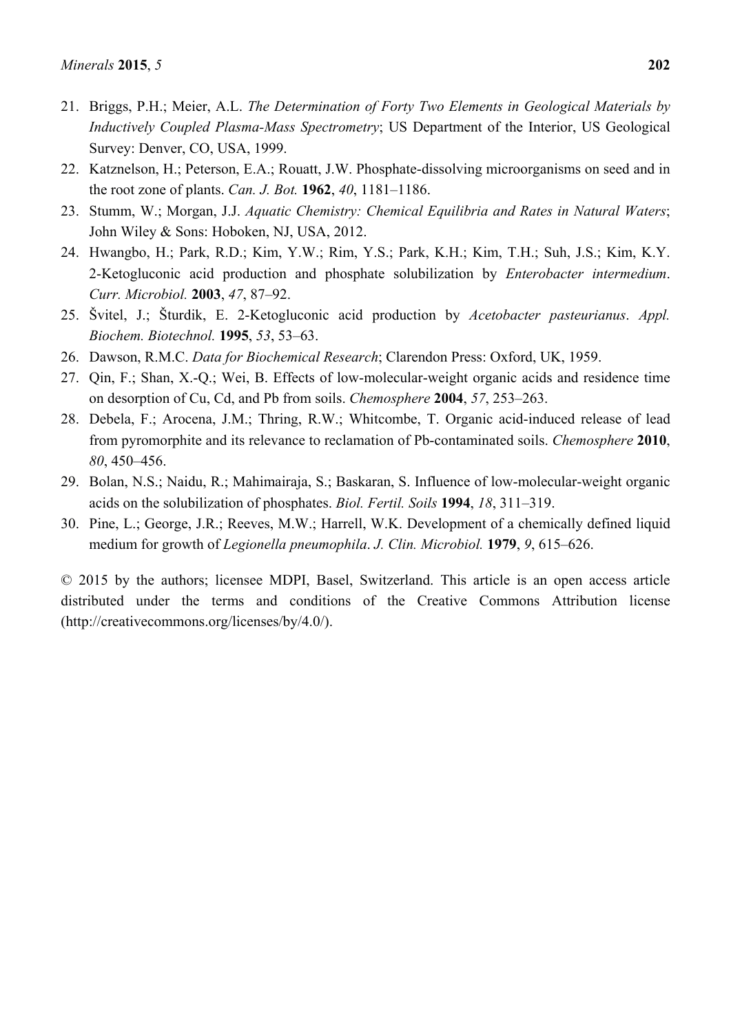21. Briggs, P.H.; Meier, A.L. *The Determination of Forty Two Elements in Geological Materials by Inductively Coupled Plasma-Mass Spectrometry*; US Department of the Interior, US Geological Survey: Denver, CO, USA, 1999.
22. Katznelson, H.; Peterson, E.A.; Rouatt, J.W. Phosphate-dissolving microorganisms on seed and in the root zone of plants. *Can. J. Bot.* **1962**, *40*, 1181–1186.
23. Stumm, W.; Morgan, J.J. *Aquatic Chemistry: Chemical Equilibria and Rates in Natural Waters*; John Wiley & Sons: Hoboken, NJ, USA, 2012.
24. Hwangbo, H.; Park, R.D.; Kim, Y.W.; Rim, Y.S.; Park, K.H.; Kim, T.H.; Suh, J.S.; Kim, K.Y. 2-Ketogluconic acid production and phosphate solubilization by *Enterobacter intermedium*. *Curr. Microbiol.* **2003**, *47*, 87–92.
25. Švitel, J.; Šturdik, E. 2-Ketogluconic acid production by *Acetobacter pasteurianus*. *Appl. Biochem. Biotechnol.* **1995**, *53*, 53–63.
26. Dawson, R.M.C. *Data for Biochemical Research*; Clarendon Press: Oxford, UK, 1959.
27. Qin, F.; Shan, X.-Q.; Wei, B. Effects of low-molecular-weight organic acids and residence time on desorption of Cu, Cd, and Pb from soils. *Chemosphere* **2004**, *57*, 253–263.
28. Debela, F.; Arocena, J.M.; Thring, R.W.; Whitcombe, T. Organic acid-induced release of lead from pyromorphite and its relevance to reclamation of Pb-contaminated soils. *Chemosphere* **2010**, *80*, 450–456.
29. Bolan, N.S.; Naidu, R.; Mahimairaja, S.; Baskaran, S. Influence of low-molecular-weight organic acids on the solubilization of phosphates. *Biol. Fertil. Soils* **1994**, *18*, 311–319.
30. Pine, L.; George, J.R.; Reeves, M.W.; Harrell, W.K. Development of a chemically defined liquid medium for growth of *Legionella pneumophila*. *J. Clin. Microbiol.* **1979**, *9*, 615–626.

© 2015 by the authors; licensee MDPI, Basel, Switzerland. This article is an open access article distributed under the terms and conditions of the Creative Commons Attribution license (http://creativecommons.org/licenses/by/4.0/).